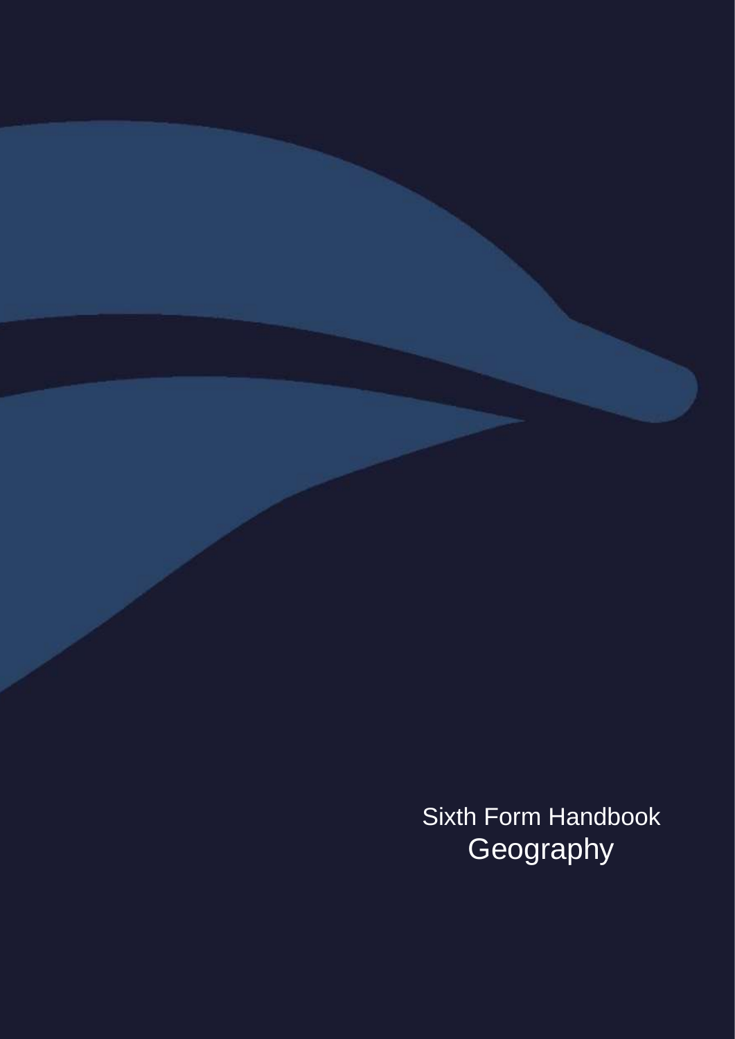Sixth Form Handbook

# Geography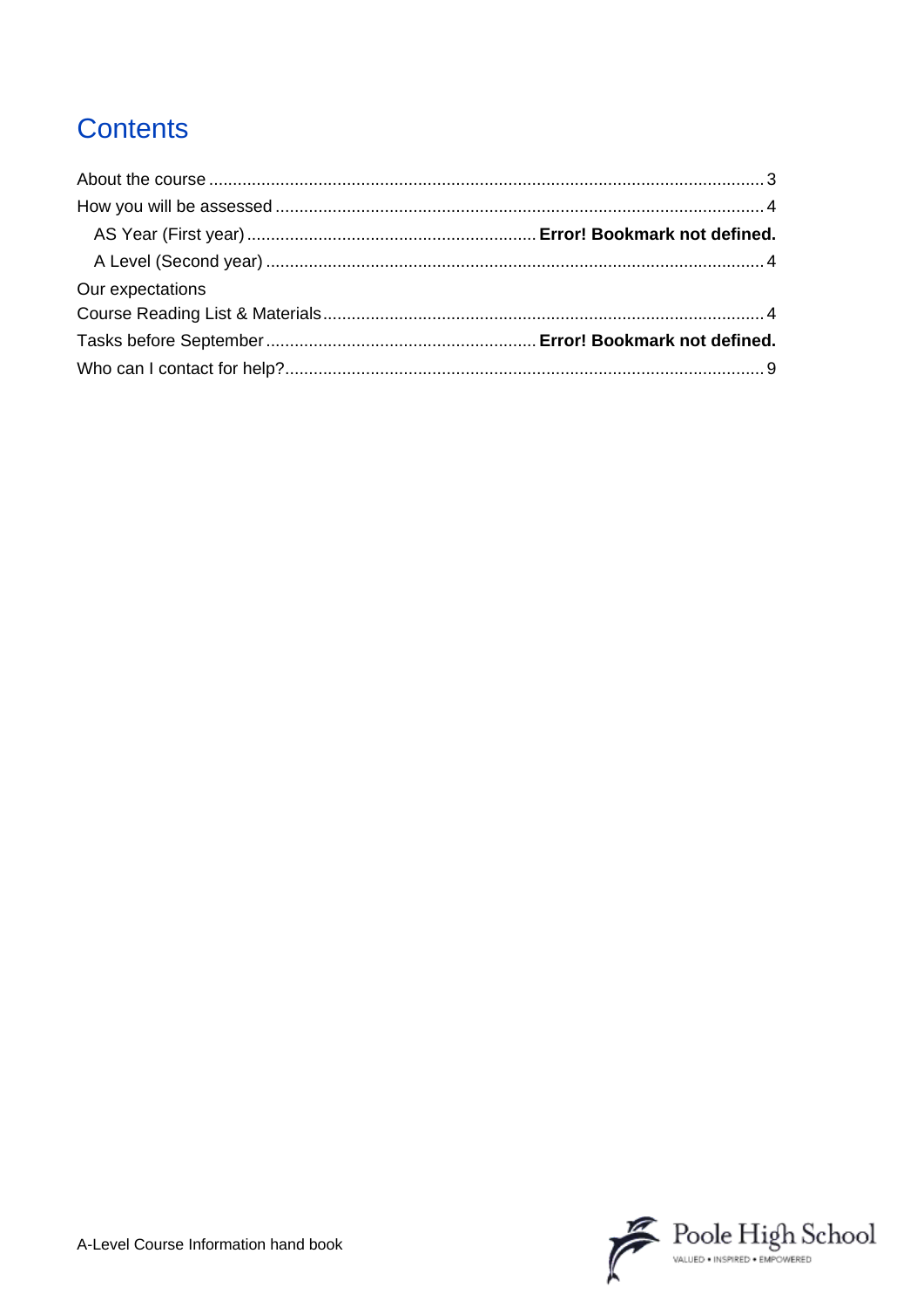# Contents

About the course ..................................................................................................................... 3

How you will be assessed ...................................................................................................... 4

  AS Year (First year) ............................................................ **Error! Bookmark not defined.**

  A Level (Second year) ........................................................................................................ 4

Our expectations

Course Reading List & Materials ............................................................................................ 4

Tasks before September ........................................................ **Error! Bookmark not defined.**

Who can I contact for help? .................................................................................................... 9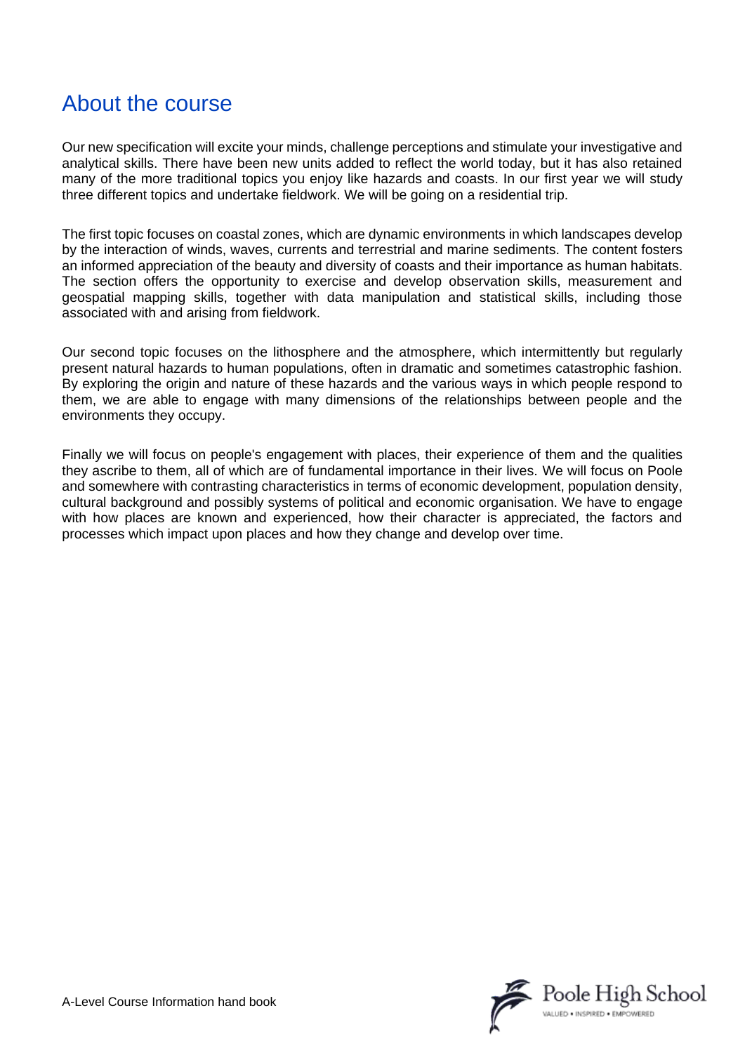# About the course

Our new specification will excite your minds, challenge perceptions and stimulate your investigative and analytical skills. There have been new units added to reflect the world today, but it has also retained many of the more traditional topics you enjoy like hazards and coasts. In our first year we will study three different topics and undertake fieldwork. We will be going on a residential trip.

The first topic focuses on coastal zones, which are dynamic environments in which landscapes develop by the interaction of winds, waves, currents and terrestrial and marine sediments. The content fosters an informed appreciation of the beauty and diversity of coasts and their importance as human habitats. The section offers the opportunity to exercise and develop observation skills, measurement and geospatial mapping skills, together with data manipulation and statistical skills, including those associated with and arising from fieldwork.

Our second topic focuses on the lithosphere and the atmosphere, which intermittently but regularly present natural hazards to human populations, often in dramatic and sometimes catastrophic fashion. By exploring the origin and nature of these hazards and the various ways in which people respond to them, we are able to engage with many dimensions of the relationships between people and the environments they occupy.

Finally we will focus on people's engagement with places, their experience of them and the qualities they ascribe to them, all of which are of fundamental importance in their lives. We will focus on Poole and somewhere with contrasting characteristics in terms of economic development, population density, cultural background and possibly systems of political and economic organisation. We have to engage with how places are known and experienced, how their character is appreciated, the factors and processes which impact upon places and how they change and develop over time.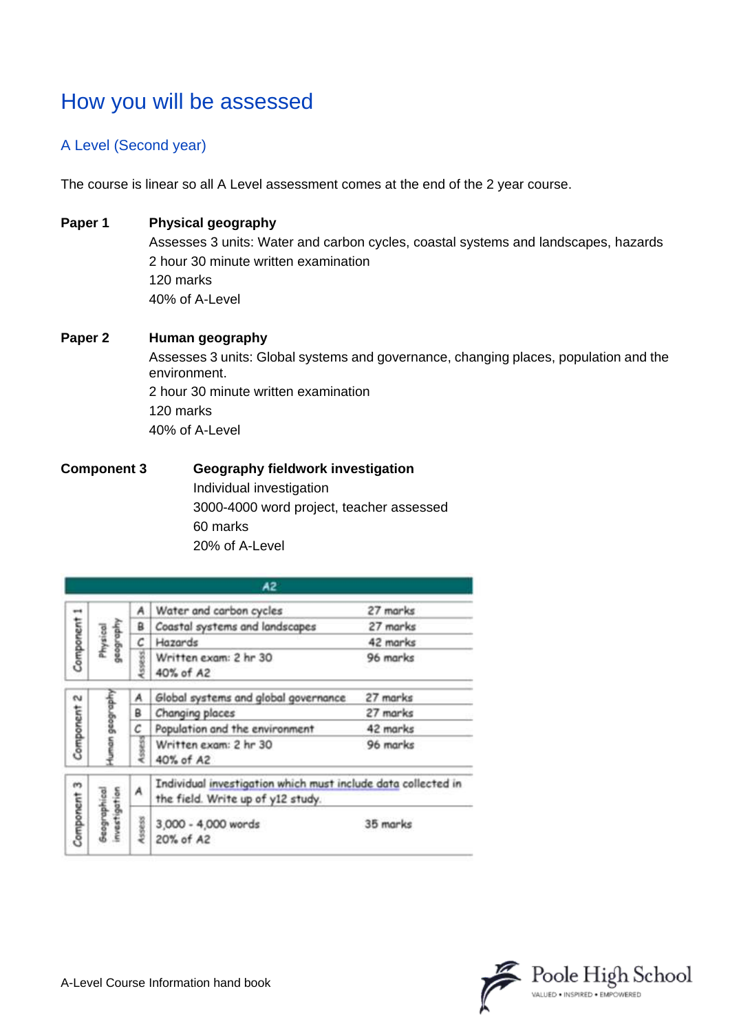# How you will be assessed

## A Level (Second year)

The course is linear so all A Level assessment comes at the end of the 2 year course.

**Paper 1** **Physical geography**
Assesses 3 units: Water and carbon cycles, coastal systems and landscapes, hazards
2 hour 30 minute written examination
120 marks
40% of A-Level

**Paper 2** **Human geography**
Assesses 3 units: Global systems and governance, changing places, population and the environment.
2 hour 30 minute written examination
120 marks
40% of A-Level

**Component 3** **Geography fieldwork investigation**
Individual investigation
3000-4000 word project, teacher assessed
60 marks
20% of A-Level

| A2 | | | | |
|---|---|---|---|---|
| Component 1 | Physical geography | A | Water and carbon cycles | 27 marks |
| | | B | Coastal systems and landscapes | 27 marks |
| | | C | Hazards | 42 marks |
| | | Assess | Written exam: 2 hr 30<br>40% of A2 | 96 marks |
| Component 2 | Human geography | A | Global systems and global governance | 27 marks |
| | | B | Changing places | 27 marks |
| | | C | Population and the environment | 42 marks |
| | | Assess | Written exam: 2 hr 30<br>40% of A2 | 96 marks |
| Component 3 | Geographical investigation | A | Individual investigation which must include data collected in the field. Write up of y12 study. | |
| | | Assess | 3,000 - 4,000 words<br>20% of A2 | 35 marks |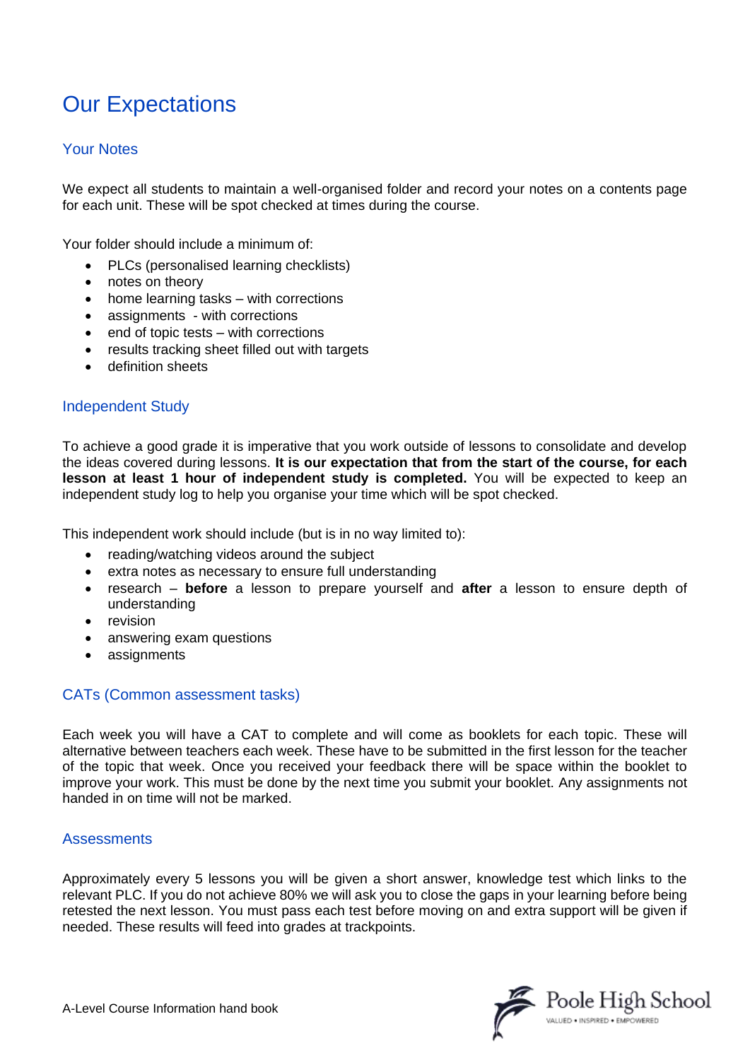# Our Expectations

## Your Notes

We expect all students to maintain a well-organised folder and record your notes on a contents page for each unit. These will be spot checked at times during the course.

Your folder should include a minimum of:

- PLCs (personalised learning checklists)
- notes on theory
- home learning tasks – with corrections
- assignments - with corrections
- end of topic tests – with corrections
- results tracking sheet filled out with targets
- definition sheets

## Independent Study

To achieve a good grade it is imperative that you work outside of lessons to consolidate and develop the ideas covered during lessons. **It is our expectation that from the start of the course, for each lesson at least 1 hour of independent study is completed.** You will be expected to keep an independent study log to help you organise your time which will be spot checked.

This independent work should include (but is in no way limited to):

- reading/watching videos around the subject
- extra notes as necessary to ensure full understanding
- research – **before** a lesson to prepare yourself and **after** a lesson to ensure depth of understanding
- revision
- answering exam questions
- assignments

## CATs (Common assessment tasks)

Each week you will have a CAT to complete and will come as booklets for each topic. These will alternative between teachers each week. These have to be submitted in the first lesson for the teacher of the topic that week. Once you received your feedback there will be space within the booklet to improve your work. This must be done by the next time you submit your booklet. Any assignments not handed in on time will not be marked.

## Assessments

Approximately every 5 lessons you will be given a short answer, knowledge test which links to the relevant PLC. If you do not achieve 80% we will ask you to close the gaps in your learning before being retested the next lesson. You must pass each test before moving on and extra support will be given if needed. These results will feed into grades at trackpoints.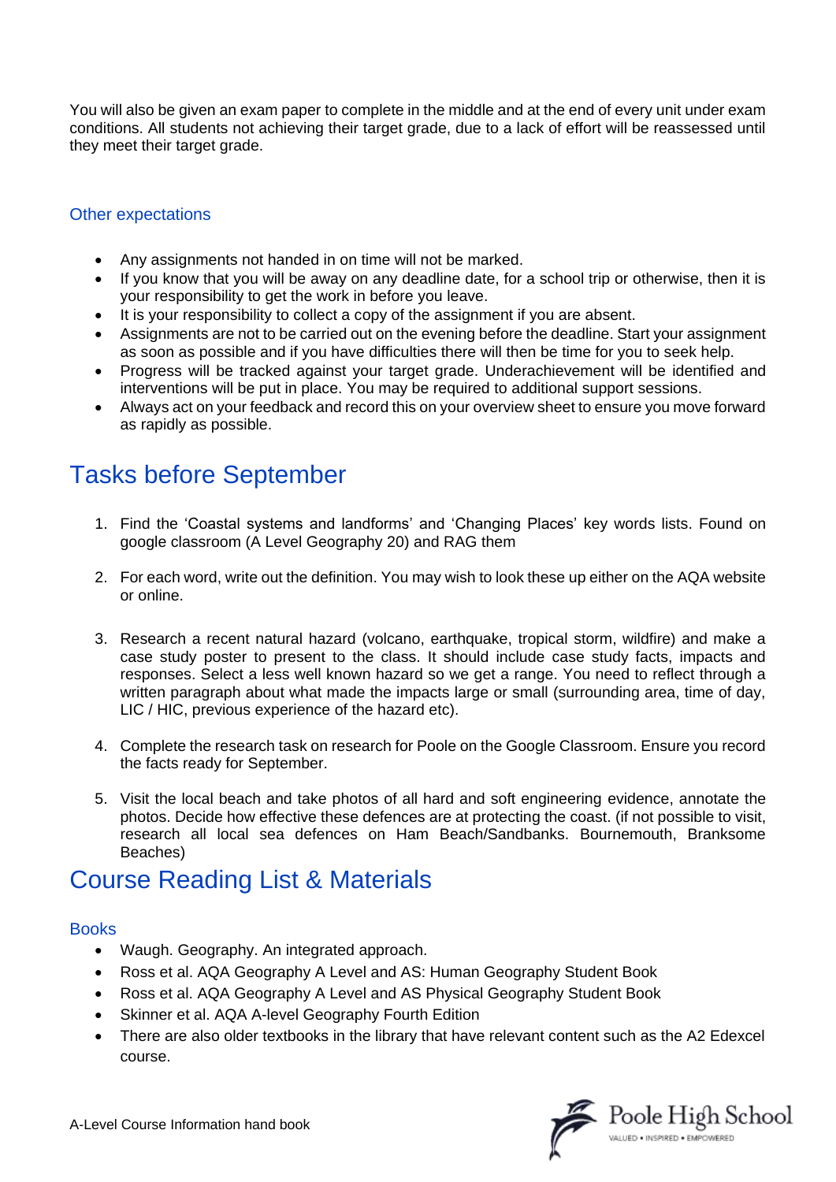You will also be given an exam paper to complete in the middle and at the end of every unit under exam conditions. All students not achieving their target grade, due to a lack of effort will be reassessed until they meet their target grade.

### Other expectations

- Any assignments not handed in on time will not be marked.
- If you know that you will be away on any deadline date, for a school trip or otherwise, then it is your responsibility to get the work in before you leave.
- It is your responsibility to collect a copy of the assignment if you are absent.
- Assignments are not to be carried out on the evening before the deadline. Start your assignment as soon as possible and if you have difficulties there will then be time for you to seek help.
- Progress will be tracked against your target grade. Underachievement will be identified and interventions will be put in place. You may be required to additional support sessions.
- Always act on your feedback and record this on your overview sheet to ensure you move forward as rapidly as possible.

## Tasks before September

1. Find the 'Coastal systems and landforms' and 'Changing Places' key words lists. Found on google classroom (A Level Geography 20) and RAG them

2. For each word, write out the definition. You may wish to look these up either on the AQA website or online.

3. Research a recent natural hazard (volcano, earthquake, tropical storm, wildfire) and make a case study poster to present to the class. It should include case study facts, impacts and responses. Select a less well known hazard so we get a range. You need to reflect through a written paragraph about what made the impacts large or small (surrounding area, time of day, LIC / HIC, previous experience of the hazard etc).

4. Complete the research task on research for Poole on the Google Classroom. Ensure you record the facts ready for September.

5. Visit the local beach and take photos of all hard and soft engineering evidence, annotate the photos. Decide how effective these defences are at protecting the coast. (if not possible to visit, research all local sea defences on Ham Beach/Sandbanks. Bournemouth, Branksome Beaches)

## Course Reading List & Materials

### Books

- Waugh. Geography. An integrated approach.
- Ross et al. AQA Geography A Level and AS: Human Geography Student Book
- Ross et al. AQA Geography A Level and AS Physical Geography Student Book
- Skinner et al. AQA A-level Geography Fourth Edition
- There are also older textbooks in the library that have relevant content such as the A2 Edexcel course.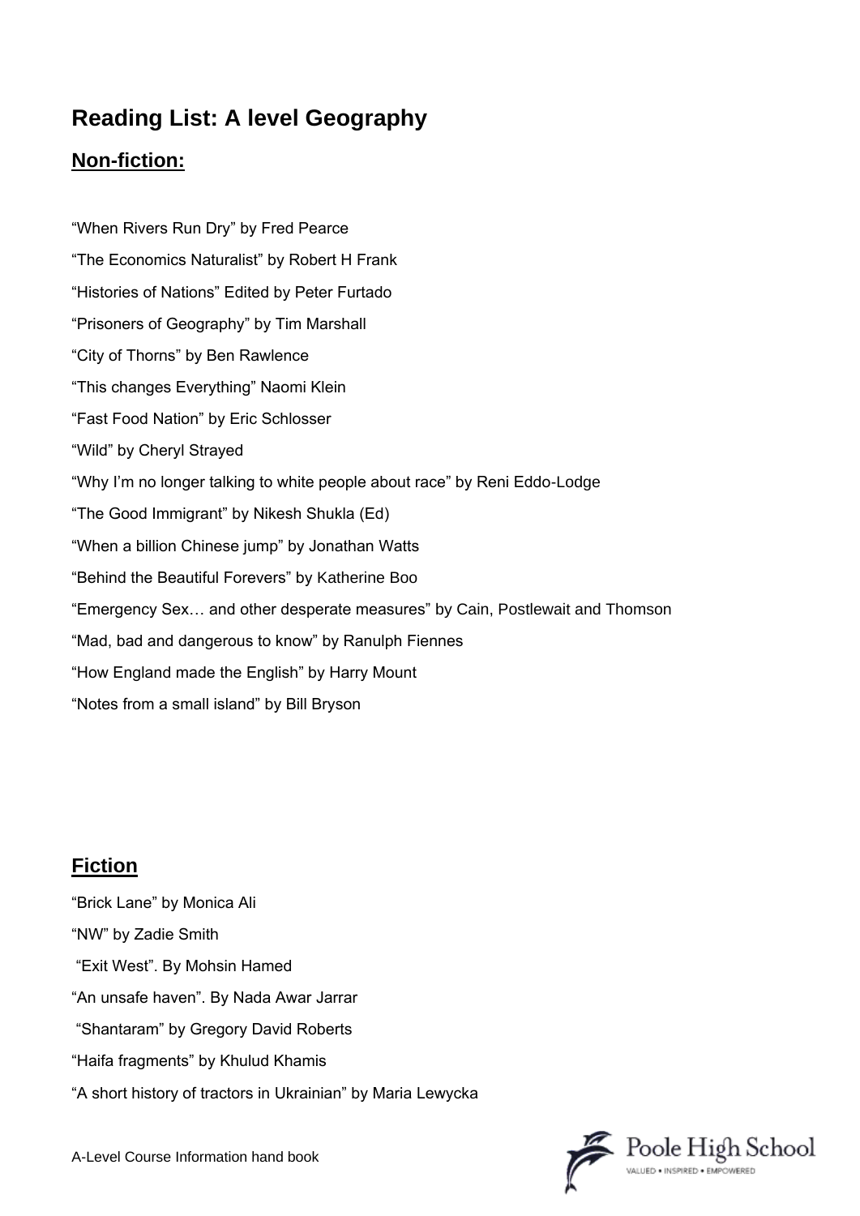# Reading List: A level Geography

## Non-fiction:

“When Rivers Run Dry” by Fred Pearce

“The Economics Naturalist” by Robert H Frank

“Histories of Nations” Edited by Peter Furtado

“Prisoners of Geography” by Tim Marshall

“City of Thorns” by Ben Rawlence

“This changes Everything” Naomi Klein

“Fast Food Nation” by Eric Schlosser

“Wild” by Cheryl Strayed

“Why I’m no longer talking to white people about race” by Reni Eddo-Lodge

“The Good Immigrant” by Nikesh Shukla (Ed)

“When a billion Chinese jump” by Jonathan Watts

“Behind the Beautiful Forevers” by Katherine Boo

“Emergency Sex… and other desperate measures” by Cain, Postlewait and Thomson

“Mad, bad and dangerous to know” by Ranulph Fiennes

“How England made the English” by Harry Mount

“Notes from a small island” by Bill Bryson

## Fiction

“Brick Lane” by Monica Ali

“NW” by Zadie Smith

“Exit West”. By Mohsin Hamed

“An unsafe haven”. By Nada Awar Jarrar

“Shantaram” by Gregory David Roberts

“Haifa fragments” by Khulud Khamis

“A short history of tractors in Ukrainian” by Maria Lewycka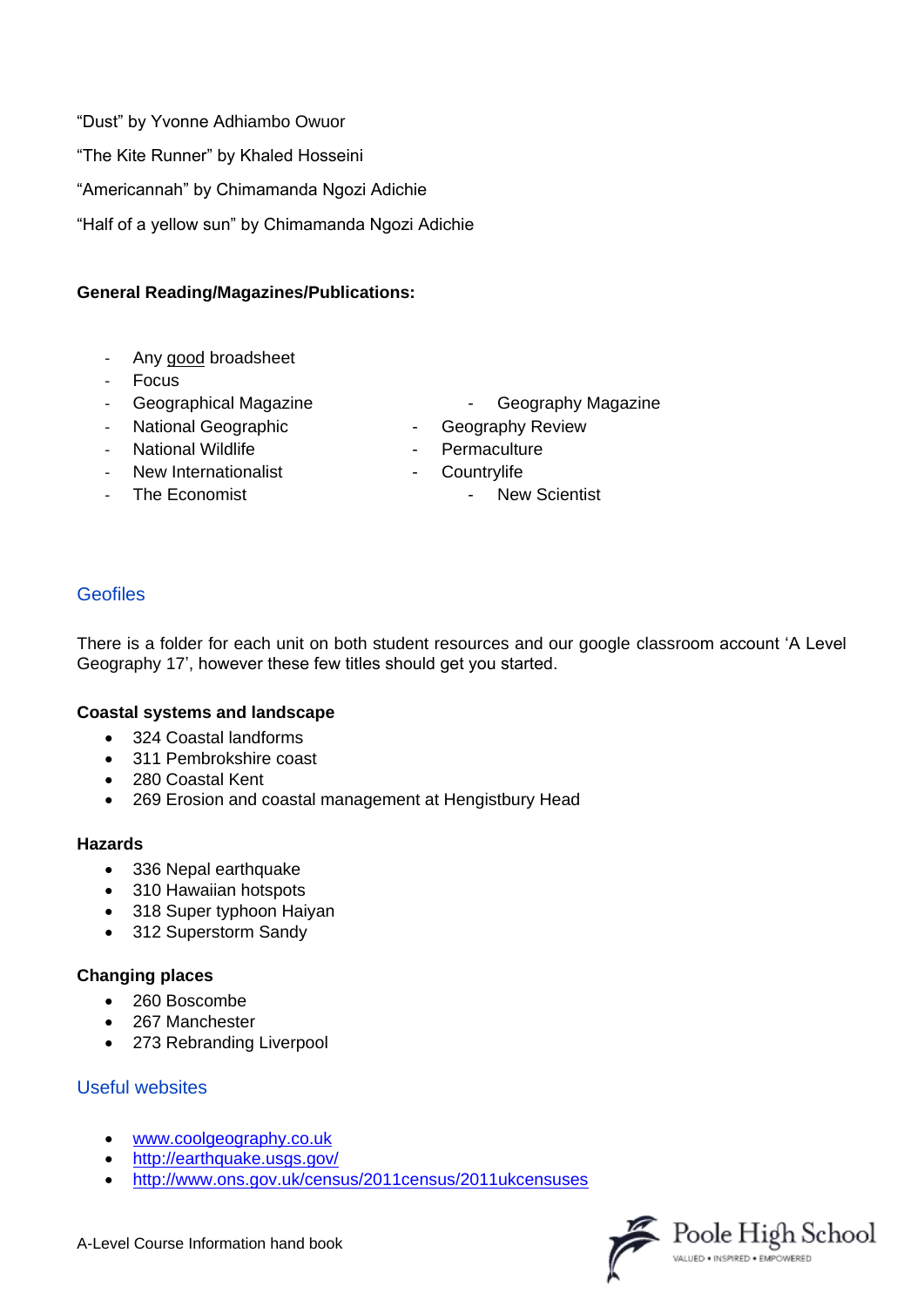"Dust" by Yvonne Adhiambo Owuor

"The Kite Runner" by Khaled Hosseini

"Americannah" by Chimamanda Ngozi Adichie

"Half of a yellow sun" by Chimamanda Ngozi Adichie

**General Reading/Magazines/Publications:**

- Any good broadsheet
- Focus
- Geographical Magazine
- National Geographic
- National Wildlife
- New Internationalist
- The Economist
- Geography Magazine
- Geography Review
- Permaculture
- Countrylife
- New Scientist

## Geofiles

There is a folder for each unit on both student resources and our google classroom account 'A Level Geography 17', however these few titles should get you started.

**Coastal systems and landscape**

- 324 Coastal landforms
- 311 Pembrokshire coast
- 280 Coastal Kent
- 269 Erosion and coastal management at Hengistbury Head

**Hazards**

- 336 Nepal earthquake
- 310 Hawaiian hotspots
- 318 Super typhoon Haiyan
- 312 Superstorm Sandy

**Changing places**

- 260 Boscombe
- 267 Manchester
- 273 Rebranding Liverpool

## Useful websites

- www.coolgeography.co.uk
- http://earthquake.usgs.gov/
- http://www.ons.gov.uk/census/2011census/2011ukcensuses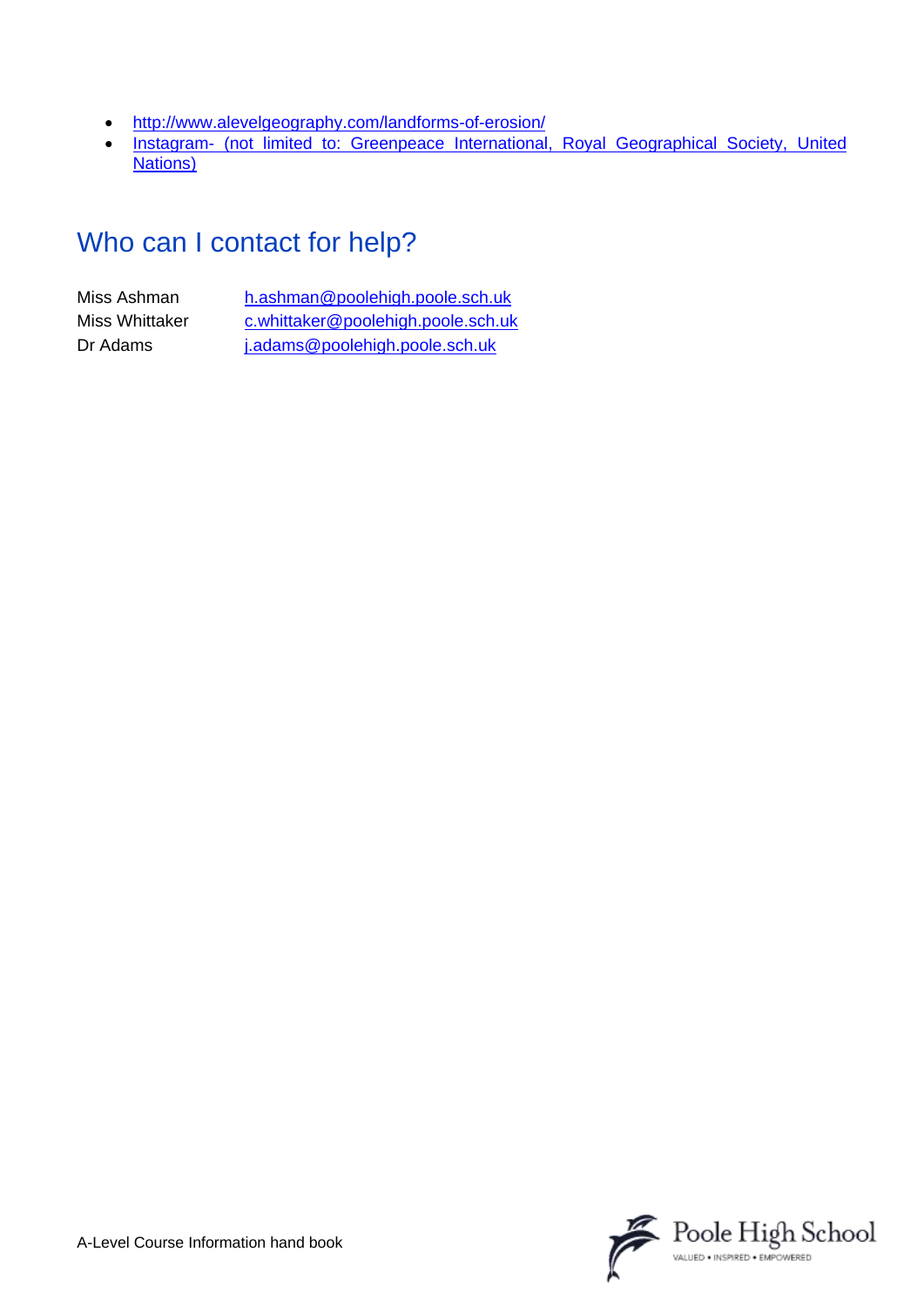- http://www.alevelgeography.com/landforms-of-erosion/
- Instagram- (not limited to: Greenpeace International, Royal Geographical Society, United Nations)

## Who can I contact for help?

| | |
|---|---|
| Miss Ashman | h.ashman@poolehigh.poole.sch.uk |
| Miss Whittaker | c.whittaker@poolehigh.poole.sch.uk |
| Dr Adams | j.adams@poolehigh.poole.sch.uk |